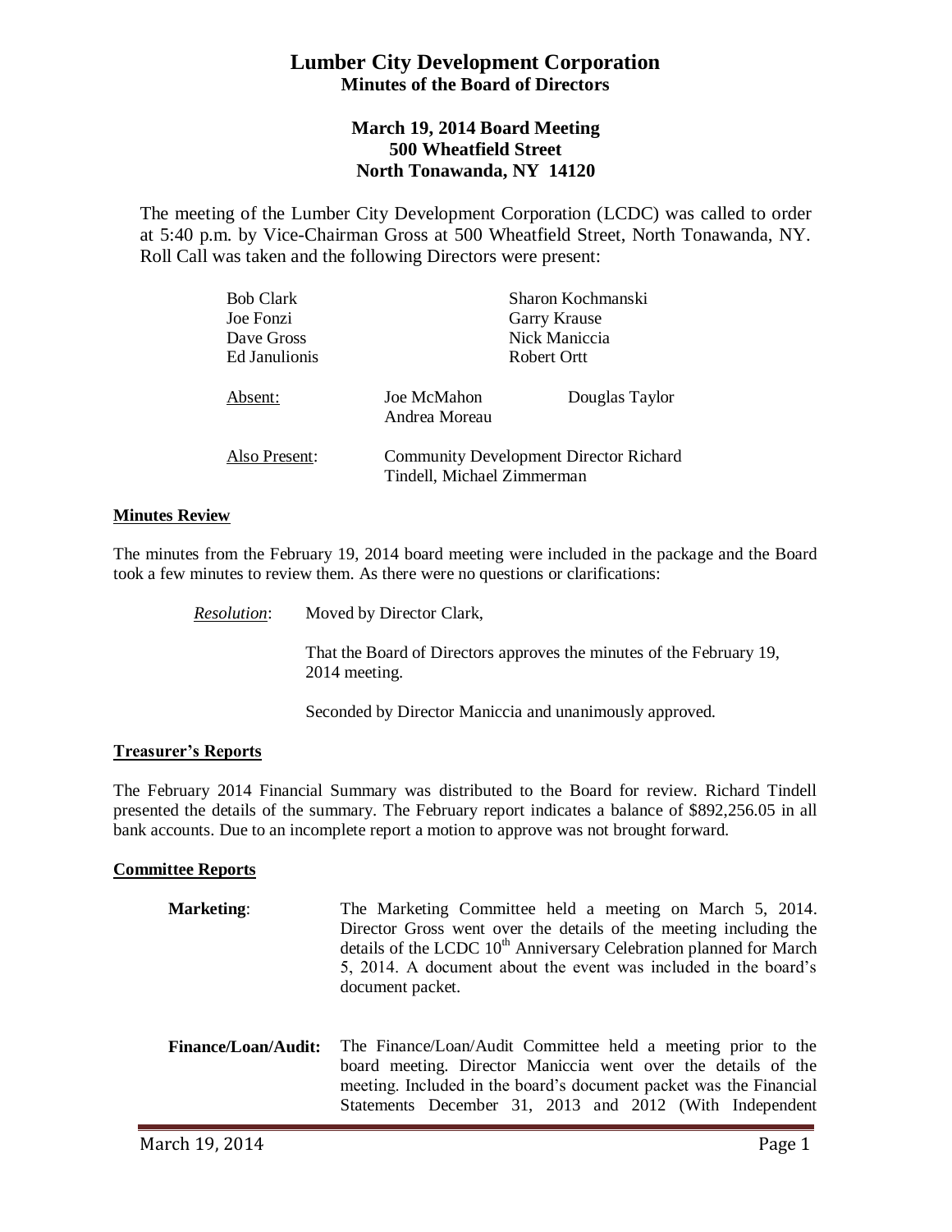# Lumber City Development Corporation
## Minutes of the Board of Directors

### March 19, 2014 Board Meeting
### 500 Wheatfield Street
### North Tonawanda, NY 14120

The meeting of the Lumber City Development Corporation (LCDC) was called to order at 5:40 p.m. by Vice-Chairman Gross at 500 Wheatfield Street, North Tonawanda, NY. Roll Call was taken and the following Directors were present:

| | |
|---|---|
| Bob Clark | Sharon Kochmanski |
| Joe Fonzi | Garry Krause |
| Dave Gross | Nick Maniccia |
| Ed Janulionis | Robert Ortt |

<u>Absent:</u> Joe McMahon, Andrea Moreau, Douglas Taylor

<u>Also Present:</u> Community Development Director Richard Tindell, Michael Zimmerman

**<u>Minutes Review</u>**

The minutes from the February 19, 2014 board meeting were included in the package and the Board took a few minutes to review them. As there were no questions or clarifications:

> *<u>Resolution</u>*: Moved by Director Clark,
>
> That the Board of Directors approves the minutes of the February 19, 2014 meeting.
>
> Seconded by Director Maniccia and unanimously approved.

**<u>Treasurer's Reports</u>**

The February 2014 Financial Summary was distributed to the Board for review. Richard Tindell presented the details of the summary. The February report indicates a balance of $892,256.05 in all bank accounts. Due to an incomplete report a motion to approve was not brought forward.

**<u>Committee Reports</u>**

**Marketing**: The Marketing Committee held a meeting on March 5, 2014. Director Gross went over the details of the meeting including the details of the LCDC 10th Anniversary Celebration planned for March 5, 2014. A document about the event was included in the board's document packet.

**Finance/Loan/Audit:** The Finance/Loan/Audit Committee held a meeting prior to the board meeting. Director Maniccia went over the details of the meeting. Included in the board's document packet was the Financial Statements December 31, 2013 and 2012 (With Independent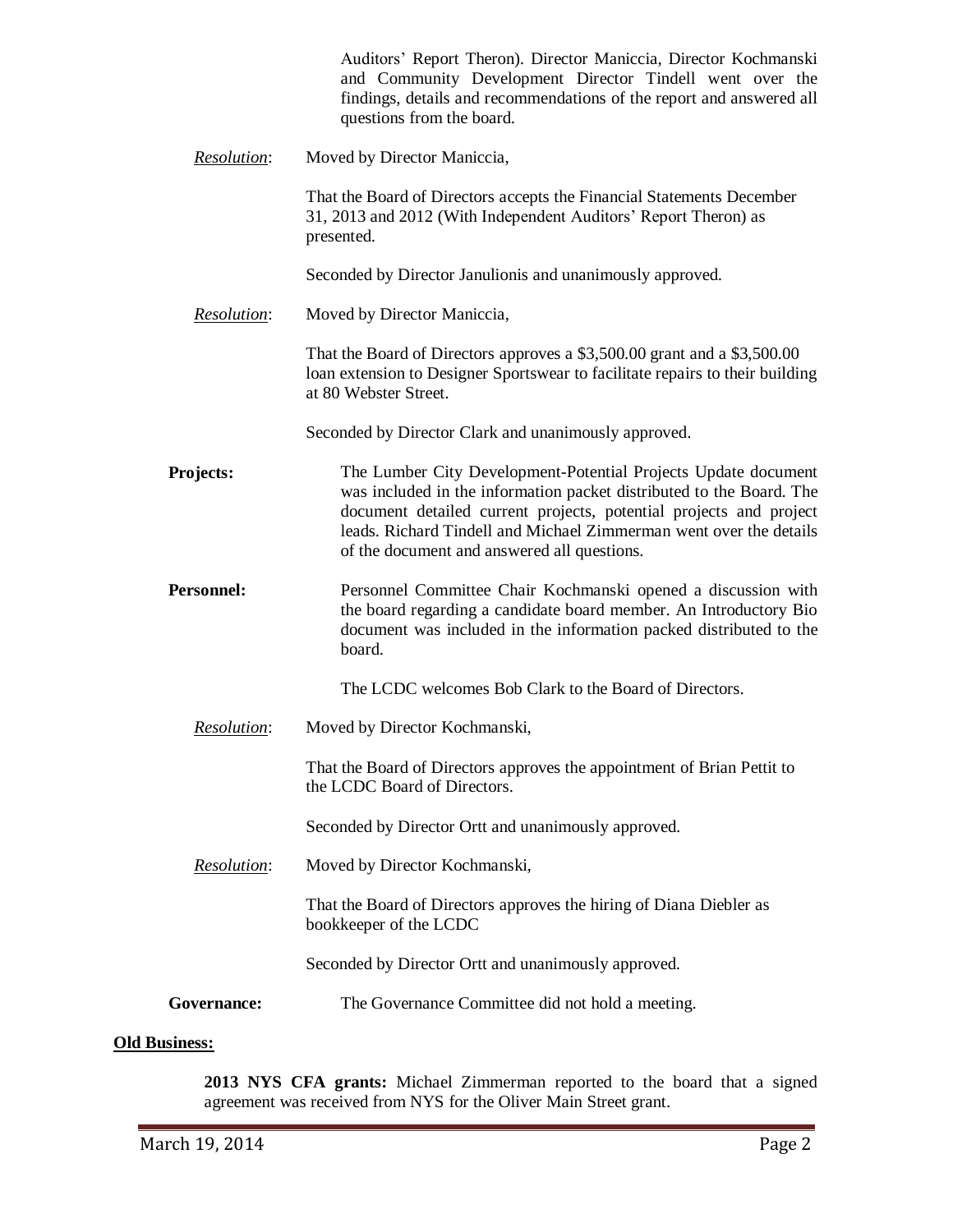Auditors' Report Theron). Director Maniccia, Director Kochmanski and Community Development Director Tindell went over the findings, details and recommendations of the report and answered all questions from the board.

*Resolution*: Moved by Director Maniccia,

That the Board of Directors accepts the Financial Statements December 31, 2013 and 2012 (With Independent Auditors' Report Theron) as presented.

Seconded by Director Janulionis and unanimously approved.

*Resolution*: Moved by Director Maniccia,

That the Board of Directors approves a $3,500.00 grant and a $3,500.00 loan extension to Designer Sportswear to facilitate repairs to their building at 80 Webster Street.

Seconded by Director Clark and unanimously approved.

**Projects:** The Lumber City Development-Potential Projects Update document was included in the information packet distributed to the Board. The document detailed current projects, potential projects and project leads. Richard Tindell and Michael Zimmerman went over the details of the document and answered all questions.

**Personnel:** Personnel Committee Chair Kochmanski opened a discussion with the board regarding a candidate board member. An Introductory Bio document was included in the information packed distributed to the board.

The LCDC welcomes Bob Clark to the Board of Directors.

*Resolution*: Moved by Director Kochmanski,

That the Board of Directors approves the appointment of Brian Pettit to the LCDC Board of Directors.

Seconded by Director Ortt and unanimously approved.

*Resolution*: Moved by Director Kochmanski,

That the Board of Directors approves the hiring of Diana Diebler as bookkeeper of the LCDC

Seconded by Director Ortt and unanimously approved.

**Governance:** The Governance Committee did not hold a meeting.

**Old Business:**

**2013 NYS CFA grants:** Michael Zimmerman reported to the board that a signed agreement was received from NYS for the Oliver Main Street grant.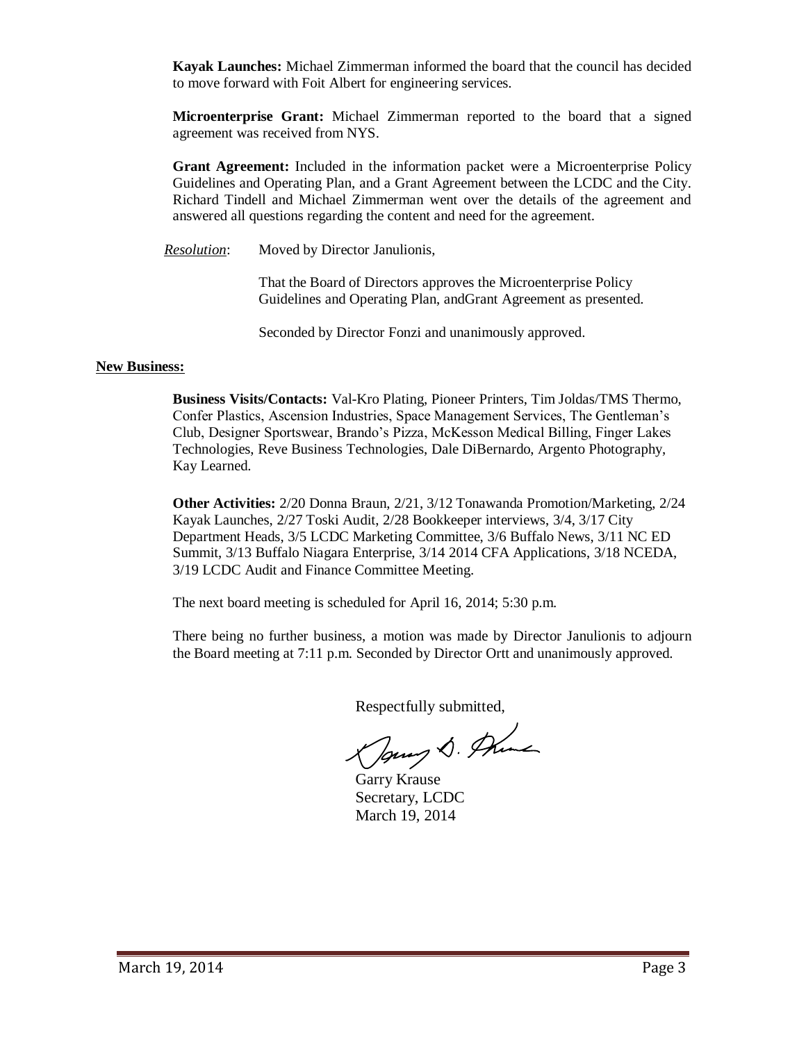**Kayak Launches:** Michael Zimmerman informed the board that the council has decided to move forward with Foit Albert for engineering services.

**Microenterprise Grant:** Michael Zimmerman reported to the board that a signed agreement was received from NYS.

**Grant Agreement:** Included in the information packet were a Microenterprise Policy Guidelines and Operating Plan, and a Grant Agreement between the LCDC and the City. Richard Tindell and Michael Zimmerman went over the details of the agreement and answered all questions regarding the content and need for the agreement.

*Resolution*: Moved by Director Janulionis,

That the Board of Directors approves the Microenterprise Policy Guidelines and Operating Plan, andGrant Agreement as presented.

Seconded by Director Fonzi and unanimously approved.

## New Business:

**Business Visits/Contacts:** Val-Kro Plating, Pioneer Printers, Tim Joldas/TMS Thermo, Confer Plastics, Ascension Industries, Space Management Services, The Gentleman's Club, Designer Sportswear, Brando's Pizza, McKesson Medical Billing, Finger Lakes Technologies, Reve Business Technologies, Dale DiBernardo, Argento Photography, Kay Learned.

**Other Activities:** 2/20 Donna Braun, 2/21, 3/12 Tonawanda Promotion/Marketing, 2/24 Kayak Launches, 2/27 Toski Audit, 2/28 Bookkeeper interviews, 3/4, 3/17 City Department Heads, 3/5 LCDC Marketing Committee, 3/6 Buffalo News, 3/11 NC ED Summit, 3/13 Buffalo Niagara Enterprise, 3/14 2014 CFA Applications, 3/18 NCEDA, 3/19 LCDC Audit and Finance Committee Meeting.

The next board meeting is scheduled for April 16, 2014; 5:30 p.m.

There being no further business, a motion was made by Director Janulionis to adjourn the Board meeting at 7:11 p.m. Seconded by Director Ortt and unanimously approved.

Respectfully submitted,

Garry Krause
Secretary, LCDC
March 19, 2014